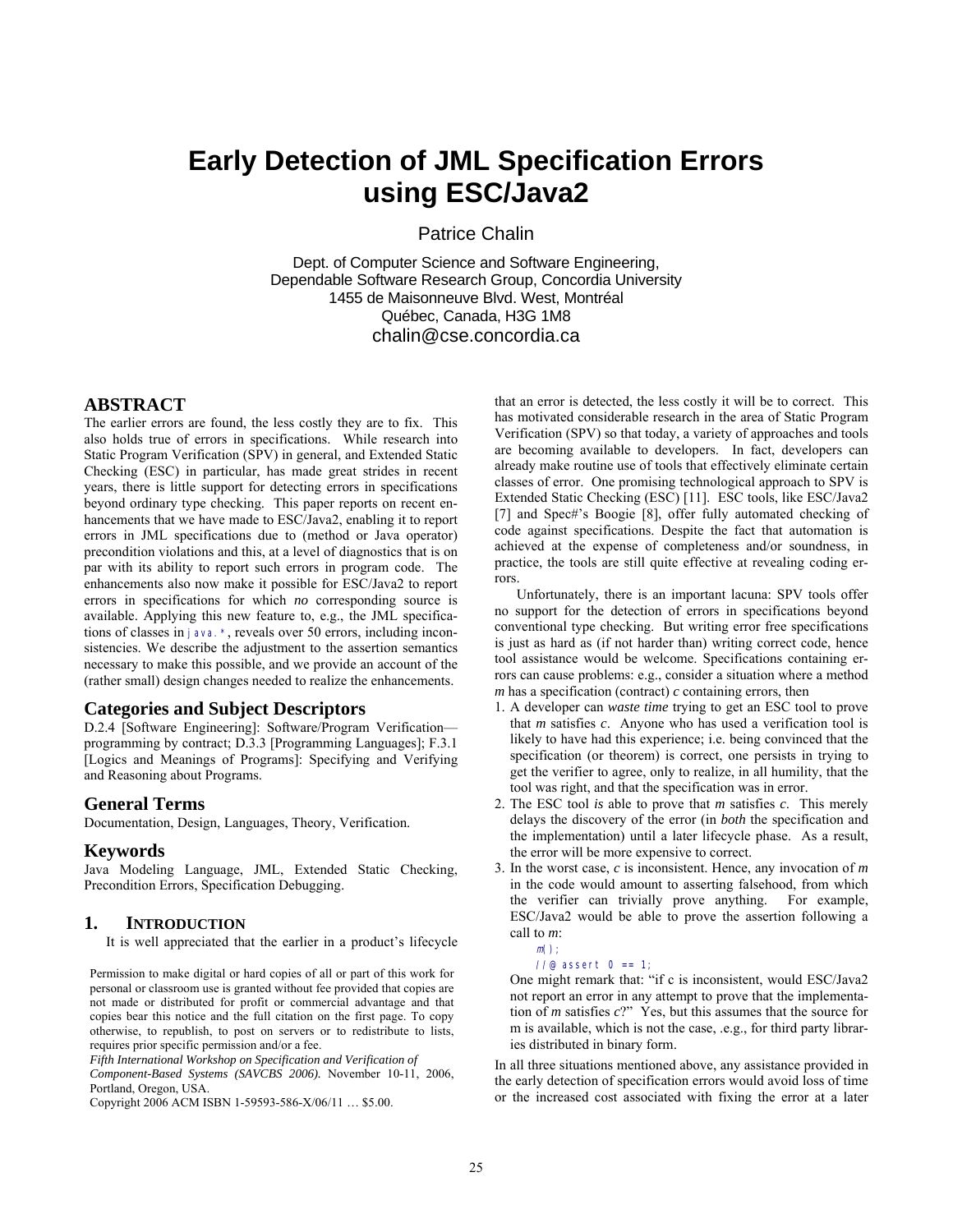# Early Detection of JML Specification Errors using ESC/Java2

Patrice Chalin

Dept. of Computer Science and Software Engineering,
Dependable Software Research Group, Concordia University
1455 de Maisonneuve Blvd. West, Montréal
Québec, Canada, H3G 1M8
chalin@cse.concordia.ca

## ABSTRACT

The earlier errors are found, the less costly they are to fix. This also holds true of errors in specifications. While research into Static Program Verification (SPV) in general, and Extended Static Checking (ESC) in particular, has made great strides in recent years, there is little support for detecting errors in specifications beyond ordinary type checking. This paper reports on recent enhancements that we have made to ESC/Java2, enabling it to report errors in JML specifications due to (method or Java operator) precondition violations and this, at a level of diagnostics that is on par with its ability to report such errors in program code. The enhancements also now make it possible for ESC/Java2 to report errors in specifications for which *no* corresponding source is available. Applying this new feature to, e.g., the JML specifications of classes in `java.*`, reveals over 50 errors, including inconsistencies. We describe the adjustment to the assertion semantics necessary to make this possible, and we provide an account of the (rather small) design changes needed to realize the enhancements.

### Categories and Subject Descriptors

D.2.4 [Software Engineering]: Software/Program Verification—programming by contract; D.3.3 [Programming Languages]; F.3.1 [Logics and Meanings of Programs]: Specifying and Verifying and Reasoning about Programs.

### General Terms

Documentation, Design, Languages, Theory, Verification.

### Keywords

Java Modeling Language, JML, Extended Static Checking, Precondition Errors, Specification Debugging.

## 1. INTRODUCTION

It is well appreciated that the earlier in a product's lifecycle that an error is detected, the less costly it will be to correct. This has motivated considerable research in the area of Static Program Verification (SPV) so that today, a variety of approaches and tools are becoming available to developers. In fact, developers can already make routine use of tools that effectively eliminate certain classes of error. One promising technological approach to SPV is Extended Static Checking (ESC) [11]. ESC tools, like ESC/Java2 [7] and Spec#'s Boogie [8], offer fully automated checking of code against specifications. Despite the fact that automation is achieved at the expense of completeness and/or soundness, in practice, the tools are still quite effective at revealing coding errors.

Unfortunately, there is an important lacuna: SPV tools offer no support for the detection of errors in specifications beyond conventional type checking. But writing error free specifications is just as hard as (if not harder than) writing correct code, hence tool assistance would be welcome. Specifications containing errors can cause problems: e.g., consider a situation where a method *m* has a specification (contract) *c* containing errors, then

1. A developer can *waste time* trying to get an ESC tool to prove that *m* satisfies *c*. Anyone who has used a verification tool is likely to have had this experience; i.e. being convinced that the specification (or theorem) is correct, one persists in trying to get the verifier to agree, only to realize, in all humility, that the tool was right, and that the specification was in error.
2. The ESC tool *is* able to prove that *m* satisfies *c*. This merely delays the discovery of the error (in *both* the specification and the implementation) until a later lifecycle phase. As a result, the error will be more expensive to correct.
3. In the worst case, *c* is inconsistent. Hence, any invocation of *m* in the code would amount to asserting falsehood, from which the verifier can trivially prove anything. For example, ESC/Java2 would be able to prove the assertion following a call to *m*:

   ```
   m();
   //@ assert 0 == 1;
   ```

   One might remark that: "if c is inconsistent, would ESC/Java2 not report an error in any attempt to prove that the implementation of *m* satisfies *c*?" Yes, but this assumes that the source for m is available, which is not the case, .e.g., for third party libraries distributed in binary form.

In all three situations mentioned above, any assistance provided in the early detection of specification errors would avoid loss of time or the increased cost associated with fixing the error at a later

Permission to make digital or hard copies of all or part of this work for personal or classroom use is granted without fee provided that copies are not made or distributed for profit or commercial advantage and that copies bear this notice and the full citation on the first page. To copy otherwise, to republish, to post on servers or to redistribute to lists, requires prior specific permission and/or a fee.
*Fifth International Workshop on Specification and Verification of Component-Based Systems (SAVCBS 2006).* November 10-11, 2006, Portland, Oregon, USA.
Copyright 2006 ACM ISBN 1-59593-586-X/06/11 … $5.00.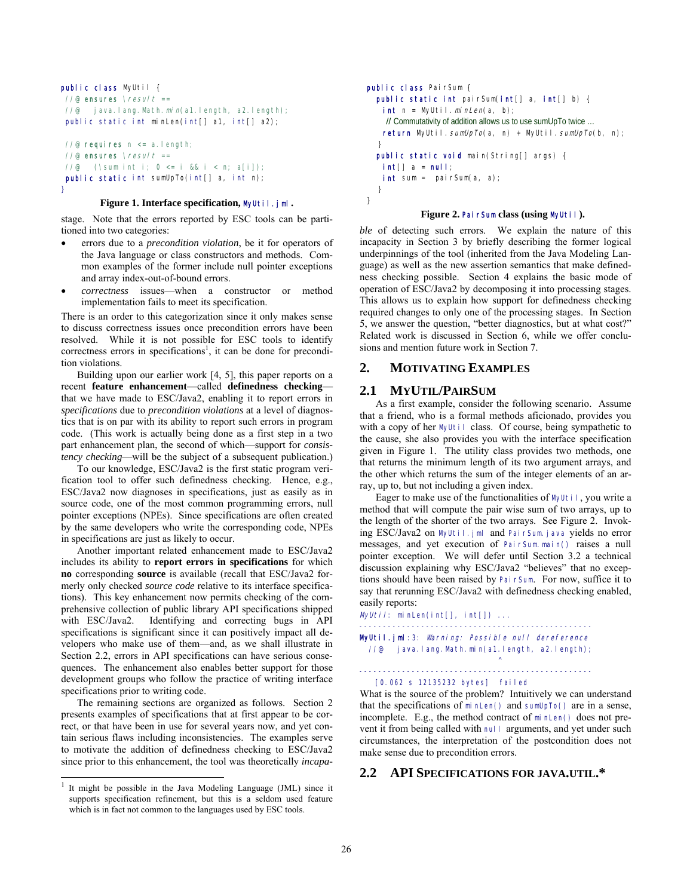```
public class MyUtil {
 //@ ensures \result ==
 //@   java.lang.Math.min(a1.length, a2.length);
 public static int minLen(int[] a1, int[] a2);

 //@ requires n <= a.length;
 //@ ensures \result ==
 //@   (\sum int i; 0 <= i && i < n; a[i]);
 public static int sumUpTo(int[] a, int n);
}
```

**Figure 1. Interface specification, `MyUtil.jml`.**

stage. Note that the errors reported by ESC tools can be partitioned into two categories:

- errors due to a *precondition violation*, be it for operators of the Java language or class constructors and methods. Common examples of the former include null pointer exceptions and array index-out-of-bound errors.
- *correctness* issues—when a constructor or method implementation fails to meet its specification.

There is an order to this categorization since it only makes sense to discuss correctness issues once precondition errors have been resolved. While it is not possible for ESC tools to identify correctness errors in specifications[1], it can be done for precondition violations.

Building upon our earlier work [4, 5], this paper reports on a recent **feature enhancement**—called **definedness checking**—that we have made to ESC/Java2, enabling it to report errors in *specifications* due to *precondition violations* at a level of diagnostics that is on par with its ability to report such errors in program code. (This work is actually being done as a first step in a two part enhancement plan, the second of which—support for *consistency checking*—will be the subject of a subsequent publication.)

To our knowledge, ESC/Java2 is the first static program verification tool to offer such definedness checking. Hence, e.g., ESC/Java2 now diagnoses in specifications, just as easily as in source code, one of the most common programming errors, null pointer exceptions (NPEs). Since specifications are often created by the same developers who write the corresponding code, NPEs in specifications are just as likely to occur.

Another important related enhancement made to ESC/Java2 includes its ability to **report errors in specifications** for which **no** corresponding **source** is available (recall that ESC/Java2 formerly only checked *source code* relative to its interface specifications). This key enhancement now permits checking of the comprehensive collection of public library API specifications shipped with ESC/Java2. Identifying and correcting bugs in API specifications is significant since it can positively impact all developers who make use of them—and, as we shall illustrate in Section 2.2, errors in API specifications can have serious consequences. The enhancement also enables better support for those development groups who follow the practice of writing interface specifications prior to writing code.

The remaining sections are organized as follows. Section 2 presents examples of specifications that at first appear to be correct, or that have been in use for several years now, and yet contain serious flaws including inconsistencies. The examples serve to motivate the addition of definedness checking to ESC/Java2 since prior to this enhancement, the tool was theoretically *incapable* of detecting such errors. We explain the nature of this incapacity in Section 3 by briefly describing the former logical underpinnings of the tool (inherited from the Java Modeling Language) as well as the new assertion semantics that make definedness checking possible. Section 4 explains the basic mode of operation of ESC/Java2 by decomposing it into processing stages. This allows us to explain how support for definedness checking required changes to only one of the processing stages. In Section 5, we answer the question, "better diagnostics, but at what cost?" Related work is discussed in Section 6, while we offer conclusions and mention future work in Section 7.

[1] It might be possible in the Java Modeling Language (JML) since it supports specification refinement, but this is a seldom used feature which is in fact not common to the languages used by ESC tools.

```
public class PairSum {
  public static int pairSum(int[] a, int[] b) {
    int n = MyUtil.minLen(a, b);
    // Commutativity of addition allows us to use sumUpTo twice ...
    return MyUtil.sumUpTo(a, n) + MyUtil.sumUpTo(b, n);
  }
  public static void main(String[] args) {
    int[] a = null;
    int sum = pairSum(a, a);
  }
}
```

**Figure 2. `PairSum` class (using `MyUtil`).**

## 2. MOTIVATING EXAMPLES

### 2.1 MYUTIL/PAIRSUM

As a first example, consider the following scenario. Assume that a friend, who is a formal methods aficionado, provides you with a copy of her `MyUtil` class. Of course, being sympathetic to the cause, she also provides you with the interface specification given in Figure 1. The utility class provides two methods, one that returns the minimum length of its two argument arrays, and the other which returns the sum of the integer elements of an array, up to, but not including a given index.

Eager to make use of the functionalities of `MyUtil`, you write a method that will compute the pair wise sum of two arrays, up to the length of the shorter of the two arrays. See Figure 2. Invoking ESC/Java2 on `MyUtil.jml` and `PairSum.java` yields no error messages, and yet execution of `PairSum.main()` raises a null pointer exception. We will defer until Section 3.2 a technical discussion explaining why ESC/Java2 "believes" that no exceptions should have been raised by `PairSum`. For now, suffice it to say that rerunning ESC/Java2 with definedness checking enabled, easily reports:

```
MyUtil: minLen(int[], int[]) ...
------------------------------------------------------------
MyUtil.jml:3: Warning: Possible null dereference
  //@   java.lang.Math.min(a1.length, a2.length);
                             ^
------------------------------------------------------------
    [0.062 s 12135232 bytes]  failed
```

What is the source of the problem? Intuitively we can understand that the specifications of `minLen()` and `sumUpTo()` are in a sense, incomplete. E.g., the method contract of `minLen()` does not prevent it from being called with `null` arguments, and yet under such circumstances, the interpretation of the postcondition does not make sense due to precondition errors.

### 2.2 API SPECIFICATIONS FOR JAVA.UTIL.*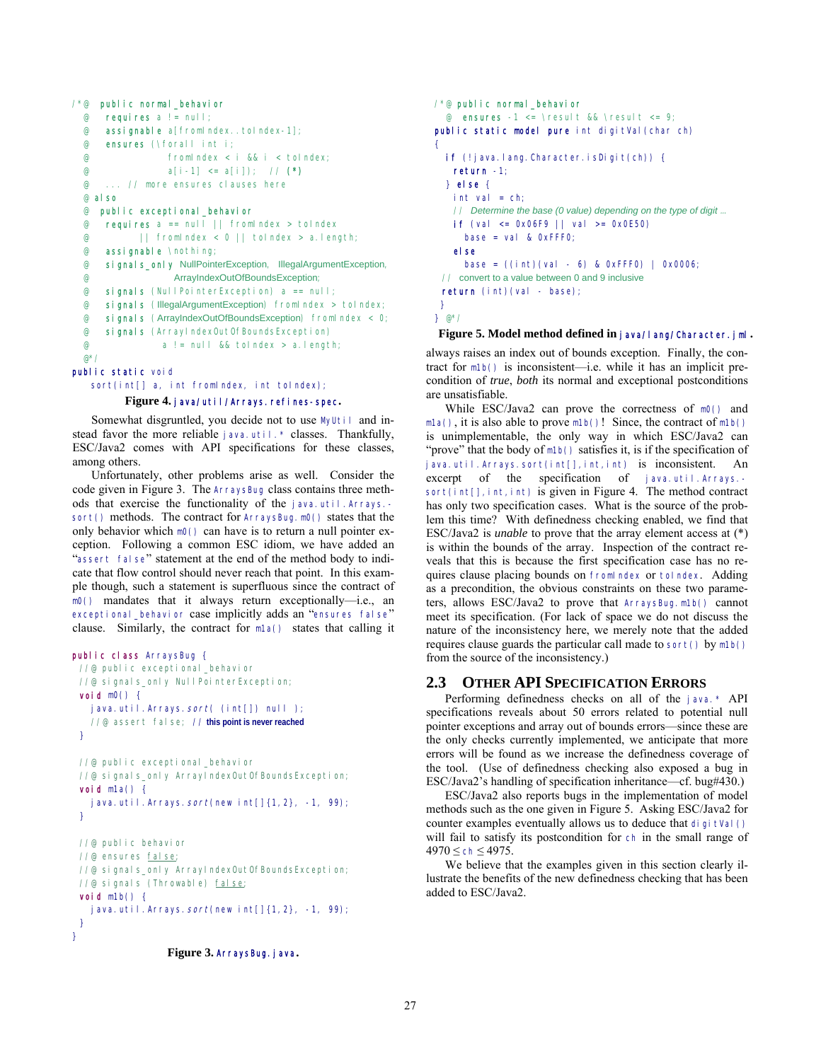```java
/*@ public normal_behavior
  @   requires a != null;
  @   assignable a[fromIndex..toIndex-1];
  @   ensures (\forall int i;
  @               fromIndex < i && i < toIndex;
  @               a[i-1] <= a[i]);  // (*)
  @   ... // more ensures clauses here
  @ also
  @ public exceptional_behavior
  @   requires a == null || fromIndex > toIndex
  @         || fromIndex < 0 || toIndex > a.length;
  @   assignable \nothing;
  @   signals_only NullPointerException, IllegalArgumentException,
  @                  ArrayIndexOutOfBoundsException;
  @   signals (NullPointerException) a == null;
  @   signals (IllegalArgumentException) fromIndex > toIndex;
  @   signals (ArrayIndexOutOfBoundsException) fromIndex < 0;
  @   signals (ArrayIndexOutOfBoundsException)
  @              a != null && toIndex > a.length;
  @*/
public static void
    sort(int[] a, int fromIndex, int toIndex);
```

**Figure 4.** `java/util/Arrays.refines-spec`.

Somewhat disgruntled, you decide not to use `MyUtil` and instead favor the more reliable `java.util.*` classes. Thankfully, ESC/Java2 comes with API specifications for these classes, among others.

Unfortunately, other problems arise as well. Consider the code given in Figure 3. The `ArraysBug` class contains three methods that exercise the functionality of the `java.util.Arrays.sort()` methods. The contract for `ArraysBug.m0()` states that the only behavior which `m0()` can have is to return a null pointer exception. Following a common ESC idiom, we have added an "`assert false`" statement at the end of the method body to indicate that flow control should never reach that point. In this example though, such a statement is superfluous since the contract of `m0()` mandates that it always return exceptionally—i.e., an `exceptional_behavior` case implicitly adds an "`ensures false`" clause. Similarly, the contract for `m1a()` states that calling it always raises an index out of bounds exception. Finally, the contract for `m1b()` is inconsistent—i.e. while it has an implicit precondition of *true*, *both* its normal and exceptional postconditions are unsatisfiable.

```java
public class ArraysBug {
  //@ public exceptional_behavior
  //@ signals_only NullPointerException;
  void m0() {
    java.util.Arrays.sort( (int[]) null );
    //@ assert false; // this point is never reached
  }

  //@ public exceptional_behavior
  //@ signals_only ArrayIndexOutOfBoundsException;
  void m1a() {
    java.util.Arrays.sort(new int[]{1,2}, -1, 99);
  }

  //@ public behavior
  //@ ensures false;
  //@ signals_only ArrayIndexOutOfBoundsException;
  //@ signals (Throwable) false;
  void m1b() {
    java.util.Arrays.sort(new int[]{1,2}, -1, 99);
  }
}
```

**Figure 3.** `ArraysBug.java`.

```java
/*@ public normal_behavior
  @ ensures -1 <= \result && \result <= 9;
public static model pure int digitVal(char ch)
{
  if (!java.lang.Character.isDigit(ch)) {
    return -1;
  } else {
    int val = ch;
    // Determine the base (0 value) depending on the type of digit ...
    if (val <= 0x06F9 || val >= 0x0E50)
      base = val & 0xFFF0;
    else
      base = ((int)(val - 6) & 0xFFF0) | 0x0006;
  // convert to a value between 0 and 9 inclusive
  return (int)(val - base);
  }
} @*/
```

**Figure 5. Model method defined in** `java/lang/Character.jml`.

While ESC/Java2 can prove the correctness of `m0()` and `m1a()`, it is also able to prove `m1b()`! Since, the contract of `m1b()` is unimplementable, the only way in which ESC/Java2 can "prove" that the body of `m1b()` satisfies it, is if the specification of `java.util.Arrays.sort(int[],int,int)` is inconsistent. An excerpt of the specification of `java.util.Arrays.sort(int[],int,int)` is given in Figure 4. The method contract has only two specification cases. What is the source of the problem this time? With definedness checking enabled, we find that ESC/Java2 is *unable* to prove that the array element access at (*) is within the bounds of the array. Inspection of the contract reveals that this is because the first specification case has no requires clause placing bounds on `fromIndex` or `toIndex`. Adding as a precondition, the obvious constraints on these two parameters, allows ESC/Java2 to prove that `ArraysBug.m1b()` cannot meet its specification. (For lack of space we do not discuss the nature of the inconsistency here, we merely note that the added requires clause guards the particular call made to `sort()` by `m1b()` from the source of the inconsistency.)

## 2.3 Other API Specification Errors

Performing definedness checks on all of the `java.*` API specifications reveals about 50 errors related to potential null pointer exceptions and array out of bounds errors—since these are the only checks currently implemented, we anticipate that more errors will be found as we increase the definedness coverage of the tool. (Use of definedness checking also exposed a bug in ESC/Java2's handling of specification inheritance—cf. bug#430.)

ESC/Java2 also reports bugs in the implementation of model methods such as the one given in Figure 5. Asking ESC/Java2 for counter examples eventually allows us to deduce that `digitVal()` will fail to satisfy its postcondition for `ch` in the small range of $4970 \leq$ `ch` $\leq 4975$.

We believe that the examples given in this section clearly illustrate the benefits of the new definedness checking that has been added to ESC/Java2.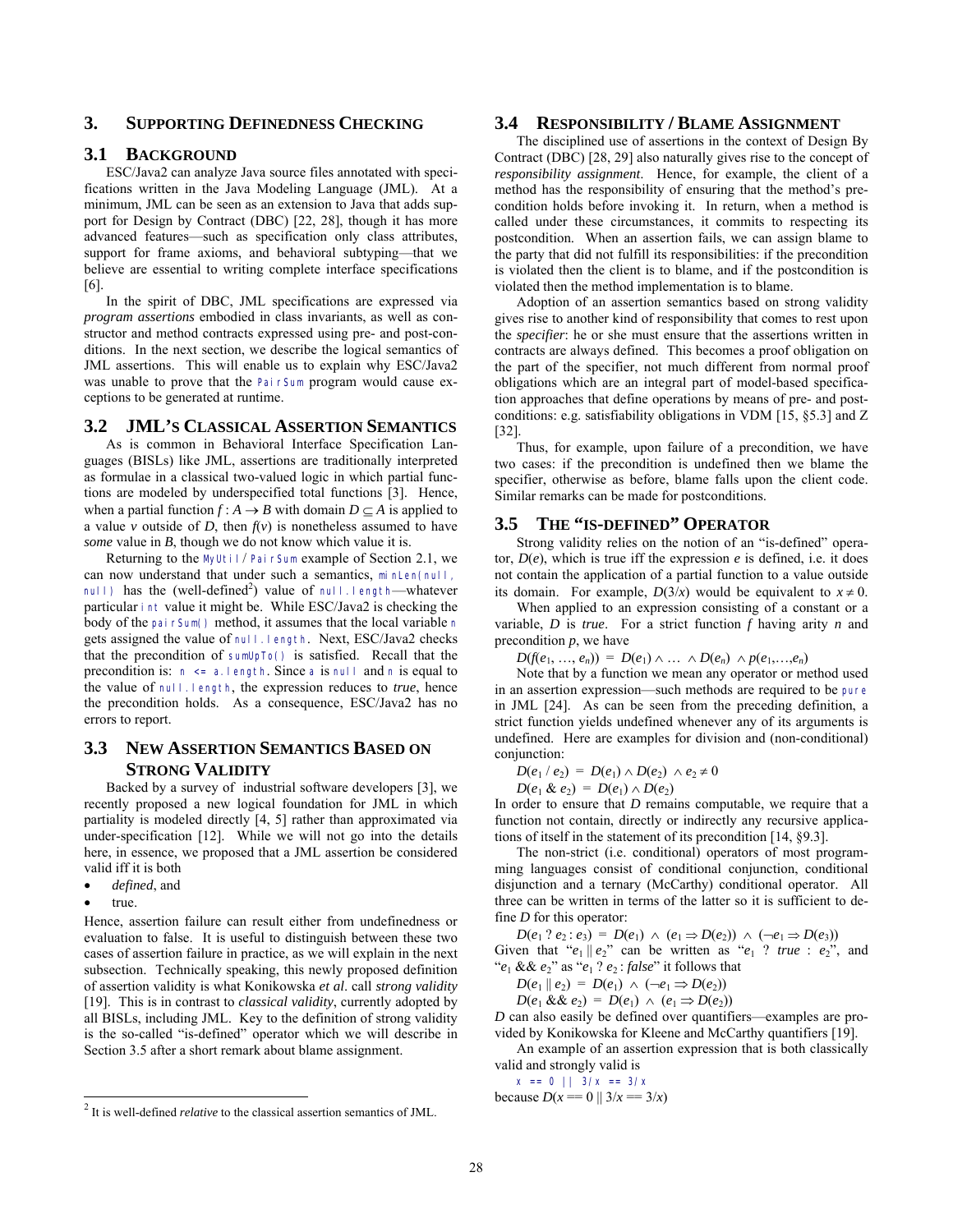## 3. SUPPORTING DEFINEDNESS CHECKING

### 3.1 BACKGROUND

ESC/Java2 can analyze Java source files annotated with specifications written in the Java Modeling Language (JML). At a minimum, JML can be seen as an extension to Java that adds support for Design by Contract (DBC) [22, 28], though it has more advanced features—such as specification only class attributes, support for frame axioms, and behavioral subtyping—that we believe are essential to writing complete interface specifications [6].

In the spirit of DBC, JML specifications are expressed via *program assertions* embodied in class invariants, as well as constructor and method contracts expressed using pre- and post-conditions. In the next section, we describe the logical semantics of JML assertions. This will enable us to explain why ESC/Java2 was unable to prove that the `PairSum` program would cause exceptions to be generated at runtime.

### 3.2 JML'S CLASSICAL ASSERTION SEMANTICS

As is common in Behavioral Interface Specification Languages (BISLs) like JML, assertions are traditionally interpreted as formulae in a classical two-valued logic in which partial functions are modeled by underspecified total functions [3]. Hence, when a partial function $f : A \rightarrow B$ with domain $D \subseteq A$ is applied to a value $v$ outside of $D$, then $f(v)$ is nonetheless assumed to have *some* value in $B$, though we do not know which value it is.

Returning to the `MyUtil` / `PairSum` example of Section 2.1, we can now understand that under such a semantics, `minLen(null, null)` has the (well-defined[2]) value of `null.length`—whatever particular `int` value it might be. While ESC/Java2 is checking the body of the `pairSum()` method, it assumes that the local variable `n` gets assigned the value of `null.length`. Next, ESC/Java2 checks that the precondition of `sumUpTo()` is satisfied. Recall that the precondition is: `n <= a.length`. Since `a` is `null` and `n` is equal to the value of `null.length`, the expression reduces to *true*, hence the precondition holds. As a consequence, ESC/Java2 has no errors to report.

### 3.3 NEW ASSERTION SEMANTICS BASED ON STRONG VALIDITY

Backed by a survey of industrial software developers [3], we recently proposed a new logical foundation for JML in which partiality is modeled directly [4, 5] rather than approximated via under-specification [12]. While we will not go into the details here, in essence, we proposed that a JML assertion be considered valid iff it is both

- *defined*, and
- true.

Hence, assertion failure can result either from undefinedness or evaluation to false. It is useful to distinguish between these two cases of assertion failure in practice, as we will explain in the next subsection. Technically speaking, this newly proposed definition of assertion validity is what Konikowska *et al*. call *strong validity* [19]. This is in contrast to *classical validity*, currently adopted by all BISLs, including JML. Key to the definition of strong validity is the so-called "is-defined" operator which we will describe in Section 3.5 after a short remark about blame assignment.

[2] It is well-defined *relative* to the classical assertion semantics of JML.

### 3.4 RESPONSIBILITY / BLAME ASSIGNMENT

The disciplined use of assertions in the context of Design By Contract (DBC) [28, 29] also naturally gives rise to the concept of *responsibility assignment*. Hence, for example, the client of a method has the responsibility of ensuring that the method's precondition holds before invoking it. In return, when a method is called under these circumstances, it commits to respecting its postcondition. When an assertion fails, we can assign blame to the party that did not fulfill its responsibilities: if the precondition is violated then the client is to blame, and if the postcondition is violated then the method implementation is to blame.

Adoption of an assertion semantics based on strong validity gives rise to another kind of responsibility that comes to rest upon the *specifier*: he or she must ensure that the assertions written in contracts are always defined. This becomes a proof obligation on the part of the specifier, not much different from normal proof obligations which are an integral part of model-based specification approaches that define operations by means of pre- and post-conditions: e.g. satisfiability obligations in VDM [15, §5.3] and Z [32].

Thus, for example, upon failure of a precondition, we have two cases: if the precondition is undefined then we blame the specifier, otherwise as before, blame falls upon the client code. Similar remarks can be made for postconditions.

### 3.5 THE "IS-DEFINED" OPERATOR

Strong validity relies on the notion of an "is-defined" operator, $D(e)$, which is true iff the expression $e$ is defined, i.e. it does not contain the application of a partial function to a value outside its domain. For example, $D(3/x)$ would be equivalent to $x \neq 0$.

When applied to an expression consisting of a constant or a variable, $D$ is *true*. For a strict function $f$ having arity $n$ and precondition $p$, we have

$$D(f(e_1, \ldots, e_n)) = D(e_1) \land \ldots \land D(e_n) \land p(e_1,\ldots,e_n)$$

Note that by a function we mean any operator or method used in an assertion expression—such methods are required to be `pure` in JML [24]. As can be seen from the preceding definition, a strict function yields undefined whenever any of its arguments is undefined. Here are examples for division and (non-conditional) conjunction:

$$D(e_1 / e_2) = D(e_1) \land D(e_2) \land e_2 \neq 0$$

$$D(e_1 \,\&\, e_2) = D(e_1) \land D(e_2)$$

In order to ensure that $D$ remains computable, we require that a function not contain, directly or indirectly any recursive applications of itself in the statement of its precondition [14, §9.3].

The non-strict (i.e. conditional) operators of most programming languages consist of conditional conjunction, conditional disjunction and a ternary (McCarthy) conditional operator. All three can be written in terms of the latter so it is sufficient to define $D$ for this operator:

$$D(e_1 \,?\, e_2 : e_3) = D(e_1) \land (e_1 \Rightarrow D(e_2)) \land (\neg e_1 \Rightarrow D(e_3))$$

Given that "$e_1 \,||\, e_2$" can be written as "$e_1$ ? *true* : $e_2$", and "$e_1 \,\&\&\, e_2$" as "$e_1$ ? $e_2$ : *false*" it follows that

$$D(e_1 \,||\, e_2) = D(e_1) \land (\neg e_1 \Rightarrow D(e_2))$$

$$D(e_1 \,\&\&\, e_2) = D(e_1) \land (e_1 \Rightarrow D(e_2))$$

$D$ can also easily be defined over quantifiers—examples are provided by Konikowska for Kleene and McCarthy quantifiers [19].

An example of an assertion expression that is both classically valid and strongly valid is

```
x == 0 || 3/x == 3/x
```

because $D(x == 0 \,||\, 3/x == 3/x)$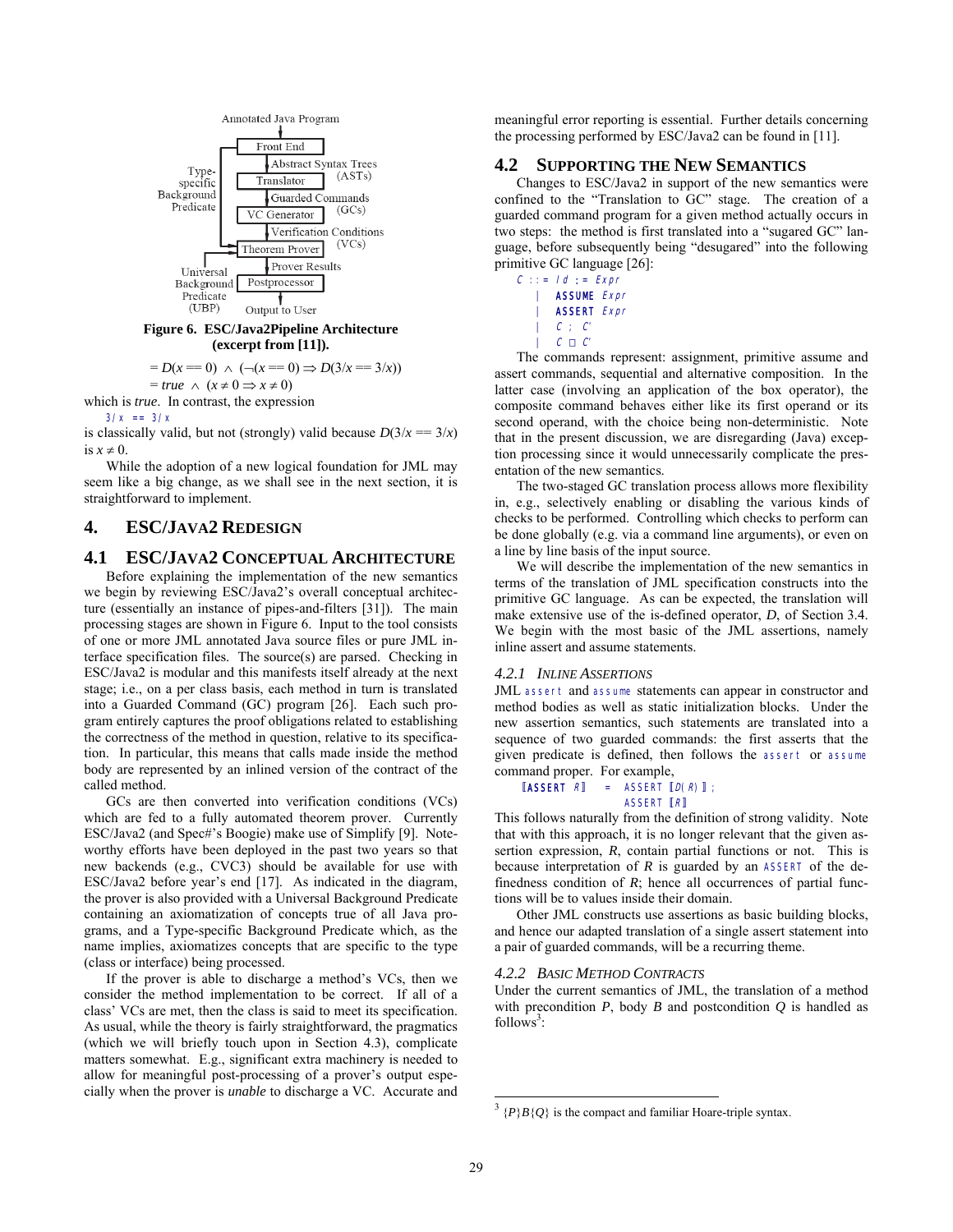Annotated Java Program

Front End

Abstract Syntax Trees (ASTs)

Translator

Guarded Commands (GCs)

VC Generator

Verification Conditions (VCs)

Theorem Prover

Prover Results

Postprocessor

Output to User

Type-specific Background Predicate

Universal Background Predicate (UBP)

**Figure 6. ESC/Java2Pipeline Architecture (excerpt from [11]).**

$$= D(x == 0) \land (\neg(x == 0) \Rightarrow D(3/x == 3/x))$$
$$= true \land (x \neq 0 \Rightarrow x \neq 0)$$

which is *true*. In contrast, the expression

```
3/x == 3/x
```

is classically valid, but not (strongly) valid because $D(3/x == 3/x)$ is $x \neq 0$.

While the adoption of a new logical foundation for JML may seem like a big change, as we shall see in the next section, it is straightforward to implement.

# 4. ESC/JAVA2 REDESIGN

## 4.1 ESC/JAVA2 CONCEPTUAL ARCHITECTURE

Before explaining the implementation of the new semantics we begin by reviewing ESC/Java2's overall conceptual architecture (essentially an instance of pipes-and-filters [31]). The main processing stages are shown in Figure 6. Input to the tool consists of one or more JML annotated Java source files or pure JML interface specification files. The source(s) are parsed. Checking in ESC/Java2 is modular and this manifests itself already at the next stage; i.e., on a per class basis, each method in turn is translated into a Guarded Command (GC) program [26]. Each such program entirely captures the proof obligations related to establishing the correctness of the method in question, relative to its specification. In particular, this means that calls made inside the method body are represented by an inlined version of the contract of the called method.

GCs are then converted into verification conditions (VCs) which are fed to a fully automated theorem prover. Currently ESC/Java2 (and Spec#'s Boogie) make use of Simplify [9]. Noteworthy efforts have been deployed in the past two years so that new backends (e.g., CVC3) should be available for use with ESC/Java2 before year's end [17]. As indicated in the diagram, the prover is also provided with a Universal Background Predicate containing an axiomatization of concepts true of all Java programs, and a Type-specific Background Predicate which, as the name implies, axiomatizes concepts that are specific to the type (class or interface) being processed.

If the prover is able to discharge a method's VCs, then we consider the method implementation to be correct. If all of a class' VCs are met, then the class is said to meet its specification. As usual, while the theory is fairly straightforward, the pragmatics (which we will briefly touch upon in Section 4.3), complicate matters somewhat. E.g., significant extra machinery is needed to allow for meaningful post-processing of a prover's output especially when the prover is *unable* to discharge a VC. Accurate and meaningful error reporting is essential. Further details concerning the processing performed by ESC/Java2 can be found in [11].

## 4.2 SUPPORTING THE NEW SEMANTICS

Changes to ESC/Java2 in support of the new semantics were confined to the "Translation to GC" stage. The creation of a guarded command program for a given method actually occurs in two steps: the method is first translated into a "sugared GC" language, before subsequently being "desugared" into the following primitive GC language [26]:

```
C ::= Id := Expr
    | ASSUME Expr
    | ASSERT Expr
    | C ; C'
    | C □ C'
```

The commands represent: assignment, primitive assume and assert commands, sequential and alternative composition. In the latter case (involving an application of the box operator), the composite command behaves either like its first operand or its second operand, with the choice being non-deterministic. Note that in the present discussion, we are disregarding (Java) exception processing since it would unnecessarily complicate the presentation of the new semantics.

The two-staged GC translation process allows more flexibility in, e.g., selectively enabling or disabling the various kinds of checks to be performed. Controlling which checks to perform can be done globally (e.g. via a command line arguments), or even on a line by line basis of the input source.

We will describe the implementation of the new semantics in terms of the translation of JML specification constructs into the primitive GC language. As can be expected, the translation will make extensive use of the is-defined operator, *D*, of Section 3.4. We begin with the most basic of the JML assertions, namely inline assert and assume statements.

### 4.2.1 *INLINE ASSERTIONS*

JML `assert` and `assume` statements can appear in constructor and method bodies as well as static initialization blocks. Under the new assertion semantics, such statements are translated into a sequence of two guarded commands: the first asserts that the given predicate is defined, then follows the `assert` or `assume` command proper. For example,

```
[[ASSERT R]]  =  ASSERT [[D(R)]];
                 ASSERT [[R]]
```

This follows naturally from the definition of strong validity. Note that with this approach, it is no longer relevant that the given assertion expression, *R*, contain partial functions or not. This is because interpretation of *R* is guarded by an `ASSERT` of the definedness condition of *R*; hence all occurrences of partial functions will be to values inside their domain.

Other JML constructs use assertions as basic building blocks, and hence our adapted translation of a single assert statement into a pair of guarded commands, will be a recurring theme.

### 4.2.2 *BASIC METHOD CONTRACTS*

Under the current semantics of JML, the translation of a method with precondition *P*, body *B* and postcondition *Q* is handled as follows[3]:

[3] $\{P\}B\{Q\}$ is the compact and familiar Hoare-triple syntax.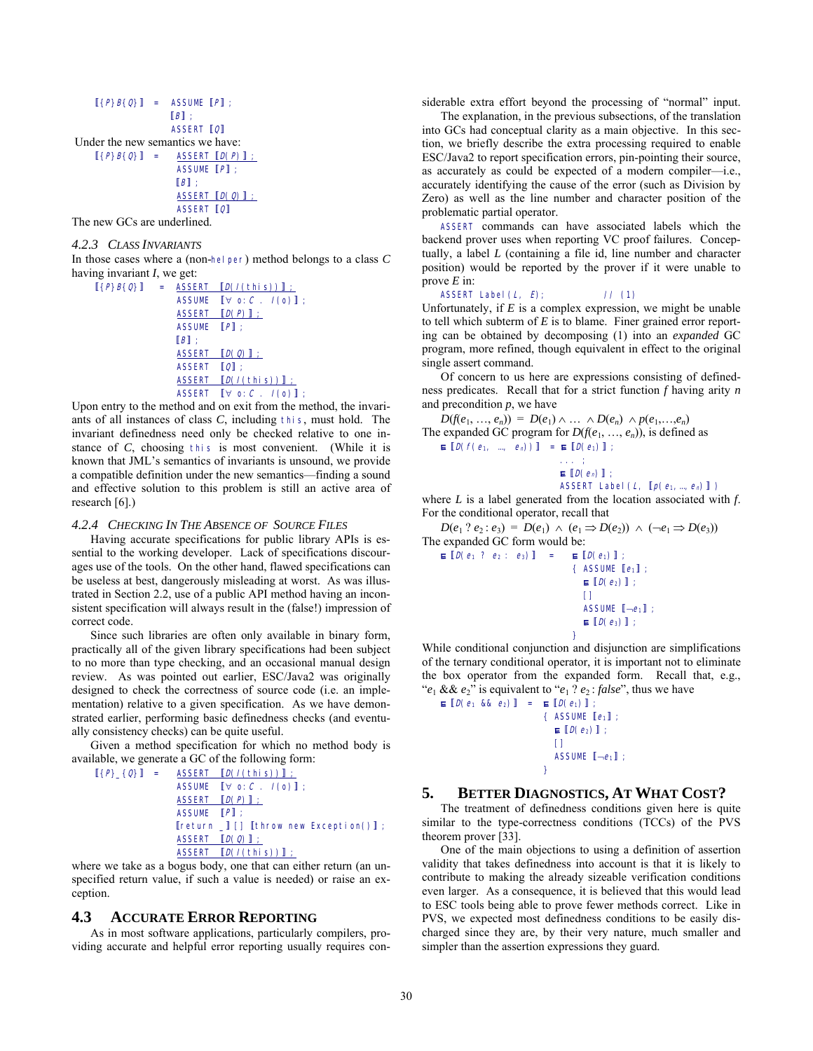```
⟦{P}B{Q}⟧  =  ASSUME ⟦P⟧;
              ⟦B⟧;
              ASSERT ⟦Q⟧
```

Under the new semantics we have:

```
⟦{P}B{Q}⟧  =  ASSERT ⟦D(P)⟧;
              ASSUME ⟦P⟧;
              ⟦B⟧;
              ASSERT ⟦D(Q)⟧;
              ASSERT ⟦Q⟧
```

The new GCs are underlined.

### 4.2.3 Class Invariants

In those cases where a (non-`helper`) method belongs to a class *C* having invariant *I*, we get:

```
⟦{P}B{Q}⟧  =  ASSERT ⟦D(I(this))⟧;
              ASSUME ⟦∀ o:C . I(o)⟧;
              ASSERT ⟦D(P)⟧;
              ASSUME ⟦P⟧;
              ⟦B⟧;
              ASSERT ⟦D(Q)⟧;
              ASSERT ⟦Q⟧;
              ASSERT ⟦D(I(this))⟧;
              ASSERT ⟦∀ o:C . I(o)⟧;
```

Upon entry to the method and on exit from the method, the invariants of all instances of class *C*, including `this`, must hold. The invariant definedness need only be checked relative to one instance of *C*, choosing `this` is most convenient. (While it is known that JML's semantics of invariants is unsound, we provide a compatible definition under the new semantics—finding a sound and effective solution to this problem is still an active area of research [6].)

### 4.2.4 Checking In The Absence of Source Files

Having accurate specifications for public library APIs is essential to the working developer. Lack of specifications discourages use of the tools. On the other hand, flawed specifications can be useless at best, dangerously misleading at worst. As was illustrated in Section 2.2, use of a public API method having an inconsistent specification will always result in the (false!) impression of correct code.

Since such libraries are often only available in binary form, practically all of the given library specifications had been subject to no more than type checking, and an occasional manual design review. As was pointed out earlier, ESC/Java2 was originally designed to check the correctness of source code (i.e. an implementation) relative to a given specification. As we have demonstrated earlier, performing basic definedness checks (and eventually consistency checks) can be quite useful.

Given a method specification for which no method body is available, we generate a GC of the following form:

```
⟦{P}_{Q}⟧  =  ASSERT ⟦D(I(this))⟧;
              ASSUME ⟦∀ o:C . I(o)⟧;
              ASSERT ⟦D(P)⟧;
              ASSUME ⟦P⟧;
              ⟦return _⟧ [] ⟦throw new Exception()⟧;
              ASSERT ⟦D(Q)⟧;
              ASSERT ⟦D(I(this))⟧;
```

where we take as a bogus body, one that can either return (an unspecified return value, if such a value is needed) or raise an exception.

## 4.3 Accurate Error Reporting

As in most software applications, particularly compilers, providing accurate and helpful error reporting usually requires considerable extra effort beyond the processing of "normal" input.

The explanation, in the previous subsections, of the translation into GCs had conceptual clarity as a main objective. In this section, we briefly describe the extra processing required to enable ESC/Java2 to report specification errors, pin-pointing their source, as accurately as could be expected of a modern compiler—i.e., accurately identifying the cause of the error (such as Division by Zero) as well as the line number and character position of the problematic partial operator.

`ASSERT` commands can have associated labels which the backend prover uses when reporting VC proof failures. Conceptually, a label *L* (containing a file id, line number and character position) would be reported by the prover if it were unable to prove *E* in:

```
ASSERT Label(L, E);          // (1)
```

Unfortunately, if *E* is a complex expression, we might be unable to tell which subterm of *E* is to blame. Finer grained error reporting can be obtained by decomposing (1) into an *expanded* GC program, more refined, though equivalent in effect to the original single assert command.

Of concern to us here are expressions consisting of definedness predicates. Recall that for a strict function *f* having arity *n* and precondition *p*, we have

$$D(f(e_1, \ldots, e_n)) = D(e_1) \wedge \ldots \wedge D(e_n) \wedge p(e_1,\ldots,e_n)$$

The expanded GC program for $D(f(e_1, \ldots, e_n))$, is defined as

```
E⟦D(f(e1, …, en))⟧  =  E⟦D(e1)⟧;
                       ... ;
                       E⟦D(en)⟧;
                       ASSERT Label(L, ⟦p(e1, …, en)⟧)
```

where *L* is a label generated from the location associated with *f*. For the conditional operator, recall that

$$D(e_1 \mathbin{?} e_2 : e_3) = D(e_1) \wedge (e_1 \Rightarrow D(e_2)) \wedge (\neg e_1 \Rightarrow D(e_3))$$

The expanded GC form would be:

```
E⟦D(e1 ? e2 : e3)⟧  =  E⟦D(e1)⟧;
                       { ASSUME ⟦e1⟧;
                         E⟦D(e2)⟧;
                         []
                         ASSUME ⟦¬e1⟧;
                         E⟦D(e3)⟧;
                       }
```

While conditional conjunction and disjunction are simplifications of the ternary conditional operator, it is important not to eliminate the box operator from the expanded form. Recall that, e.g., "$e_1$ && $e_2$" is equivalent to "$e_1$ ? $e_2$ : *false*", thus we have

```
E⟦D(e1 && e2)⟧  =  E⟦D(e1)⟧;
                   { ASSUME ⟦e1⟧;
                     E⟦D(e2)⟧;
                     []
                     ASSUME ⟦¬e1⟧;
                   }
```

# 5. Better Diagnostics, At What Cost?

The treatment of definedness conditions given here is quite similar to the type-correctness conditions (TCCs) of the PVS theorem prover [33].

One of the main objections to using a definition of assertion validity that takes definedness into account is that it is likely to contribute to making the already sizeable verification conditions even larger. As a consequence, it is believed that this would lead to ESC tools being able to prove fewer methods correct. Like in PVS, we expected most definedness conditions to be easily discharged since they are, by their very nature, much smaller and simpler than the assertion expressions they guard.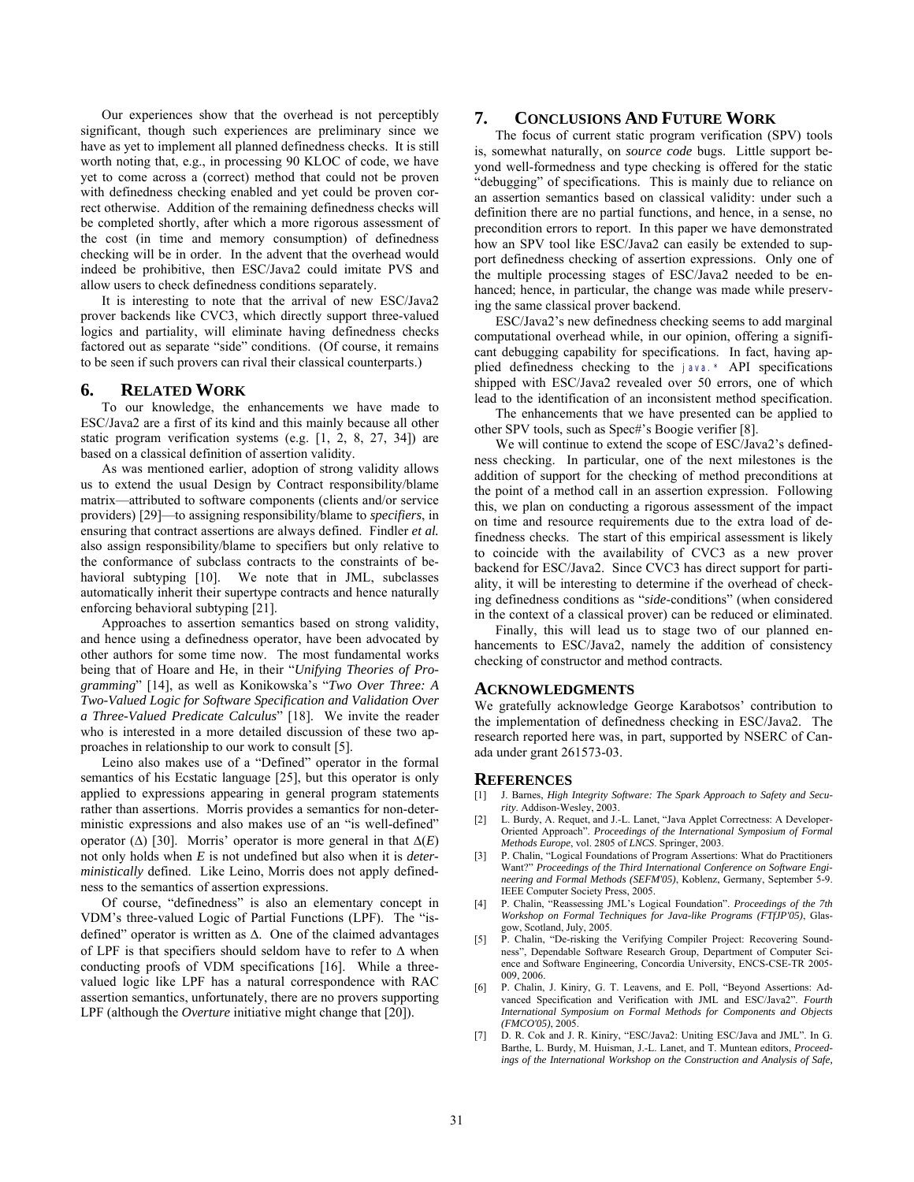Our experiences show that the overhead is not perceptibly significant, though such experiences are preliminary since we have as yet to implement all planned definedness checks. It is still worth noting that, e.g., in processing 90 KLOC of code, we have yet to come across a (correct) method that could not be proven with definedness checking enabled and yet could be proven correct otherwise. Addition of the remaining definedness checks will be completed shortly, after which a more rigorous assessment of the cost (in time and memory consumption) of definedness checking will be in order. In the advent that the overhead would indeed be prohibitive, then ESC/Java2 could imitate PVS and allow users to check definedness conditions separately.

It is interesting to note that the arrival of new ESC/Java2 prover backends like CVC3, which directly support three-valued logics and partiality, will eliminate having definedness checks factored out as separate "side" conditions. (Of course, it remains to be seen if such provers can rival their classical counterparts.)

## 6. RELATED WORK

To our knowledge, the enhancements we have made to ESC/Java2 are a first of its kind and this mainly because all other static program verification systems (e.g. [1, 2, 8, 27, 34]) are based on a classical definition of assertion validity.

As was mentioned earlier, adoption of strong validity allows us to extend the usual Design by Contract responsibility/blame matrix—attributed to software components (clients and/or service providers) [29]—to assigning responsibility/blame to *specifiers*, in ensuring that contract assertions are always defined. Findler *et al.* also assign responsibility/blame to specifiers but only relative to the conformance of subclass contracts to the constraints of behavioral subtyping [10]. We note that in JML, subclasses automatically inherit their supertype contracts and hence naturally enforcing behavioral subtyping [21].

Approaches to assertion semantics based on strong validity, and hence using a definedness operator, have been advocated by other authors for some time now. The most fundamental works being that of Hoare and He, in their "*Unifying Theories of Programming*" [14], as well as Konikowska's "*Two Over Three: A Two-Valued Logic for Software Specification and Validation Over a Three-Valued Predicate Calculus*" [18]. We invite the reader who is interested in a more detailed discussion of these two approaches in relationship to our work to consult [5].

Leino also makes use of a "Defined" operator in the formal semantics of his Ecstatic language [25], but this operator is only applied to expressions appearing in general program statements rather than assertions. Morris provides a semantics for non-deterministic expressions and also makes use of an "is well-defined" operator ($\Delta$) [30]. Morris' operator is more general in that $\Delta(E)$ not only holds when $E$ is not undefined but also when it is *deterministically* defined. Like Leino, Morris does not apply definedness to the semantics of assertion expressions.

Of course, "definedness" is also an elementary concept in VDM's three-valued Logic of Partial Functions (LPF). The "is-defined" operator is written as $\Delta$. One of the claimed advantages of LPF is that specifiers should seldom have to refer to $\Delta$ when conducting proofs of VDM specifications [16]. While a three-valued logic like LPF has a natural correspondence with RAC assertion semantics, unfortunately, there are no provers supporting LPF (although the *Overture* initiative might change that [20]).

## 7. CONCLUSIONS AND FUTURE WORK

The focus of current static program verification (SPV) tools is, somewhat naturally, on *source code* bugs. Little support beyond well-formedness and type checking is offered for the static "debugging" of specifications. This is mainly due to reliance on an assertion semantics based on classical validity: under such a definition there are no partial functions, and hence, in a sense, no precondition errors to report. In this paper we have demonstrated how an SPV tool like ESC/Java2 can easily be extended to support definedness checking of assertion expressions. Only one of the multiple processing stages of ESC/Java2 needed to be enhanced; hence, in particular, the change was made while preserving the same classical prover backend.

ESC/Java2's new definedness checking seems to add marginal computational overhead while, in our opinion, offering a significant debugging capability for specifications. In fact, having applied definedness checking to the `java.*` API specifications shipped with ESC/Java2 revealed over 50 errors, one of which lead to the identification of an inconsistent method specification.

The enhancements that we have presented can be applied to other SPV tools, such as Spec#'s Boogie verifier [8].

We will continue to extend the scope of ESC/Java2's definedness checking. In particular, one of the next milestones is the addition of support for the checking of method preconditions at the point of a method call in an assertion expression. Following this, we plan on conducting a rigorous assessment of the impact on time and resource requirements due to the extra load of definedness checks. The start of this empirical assessment is likely to coincide with the availability of CVC3 as a new prover backend for ESC/Java2. Since CVC3 has direct support for partiality, it will be interesting to determine if the overhead of checking definedness conditions as "*side*-conditions" (when considered in the context of a classical prover) can be reduced or eliminated.

Finally, this will lead us to stage two of our planned enhancements to ESC/Java2, namely the addition of consistency checking of constructor and method contracts.

## ACKNOWLEDGMENTS

We gratefully acknowledge George Karabotsos' contribution to the implementation of definedness checking in ESC/Java2. The research reported here was, in part, supported by NSERC of Canada under grant 261573-03.

## REFERENCES

[1] J. Barnes, *High Integrity Software: The Spark Approach to Safety and Security*. Addison-Wesley, 2003.

[2] L. Burdy, A. Requet, and J.-L. Lanet, "Java Applet Correctness: A Developer-Oriented Approach". *Proceedings of the International Symposium of Formal Methods Europe*, vol. 2805 of *LNCS*. Springer, 2003.

[3] P. Chalin, "Logical Foundations of Program Assertions: What do Practitioners Want?" *Proceedings of the Third International Conference on Software Engineering and Formal Methods (SEFM'05)*, Koblenz, Germany, September 5-9. IEEE Computer Society Press, 2005.

[4] P. Chalin, "Reassessing JML's Logical Foundation". *Proceedings of the 7th Workshop on Formal Techniques for Java-like Programs (FTfJP'05)*, Glasgow, Scotland, July, 2005.

[5] P. Chalin, "De-risking the Verifying Compiler Project: Recovering Soundness", Dependable Software Research Group, Department of Computer Science and Software Engineering, Concordia University, ENCS-CSE-TR 2005-009, 2006.

[6] P. Chalin, J. Kiniry, G. T. Leavens, and E. Poll, "Beyond Assertions: Advanced Specification and Verification with JML and ESC/Java2". *Fourth International Symposium on Formal Methods for Components and Objects (FMCO'05)*, 2005.

[7] D. R. Cok and J. R. Kiniry, "ESC/Java2: Uniting ESC/Java and JML". In G. Barthe, L. Burdy, M. Huisman, J.-L. Lanet, and T. Muntean editors, *Proceedings of the International Workshop on the Construction and Analysis of Safe,*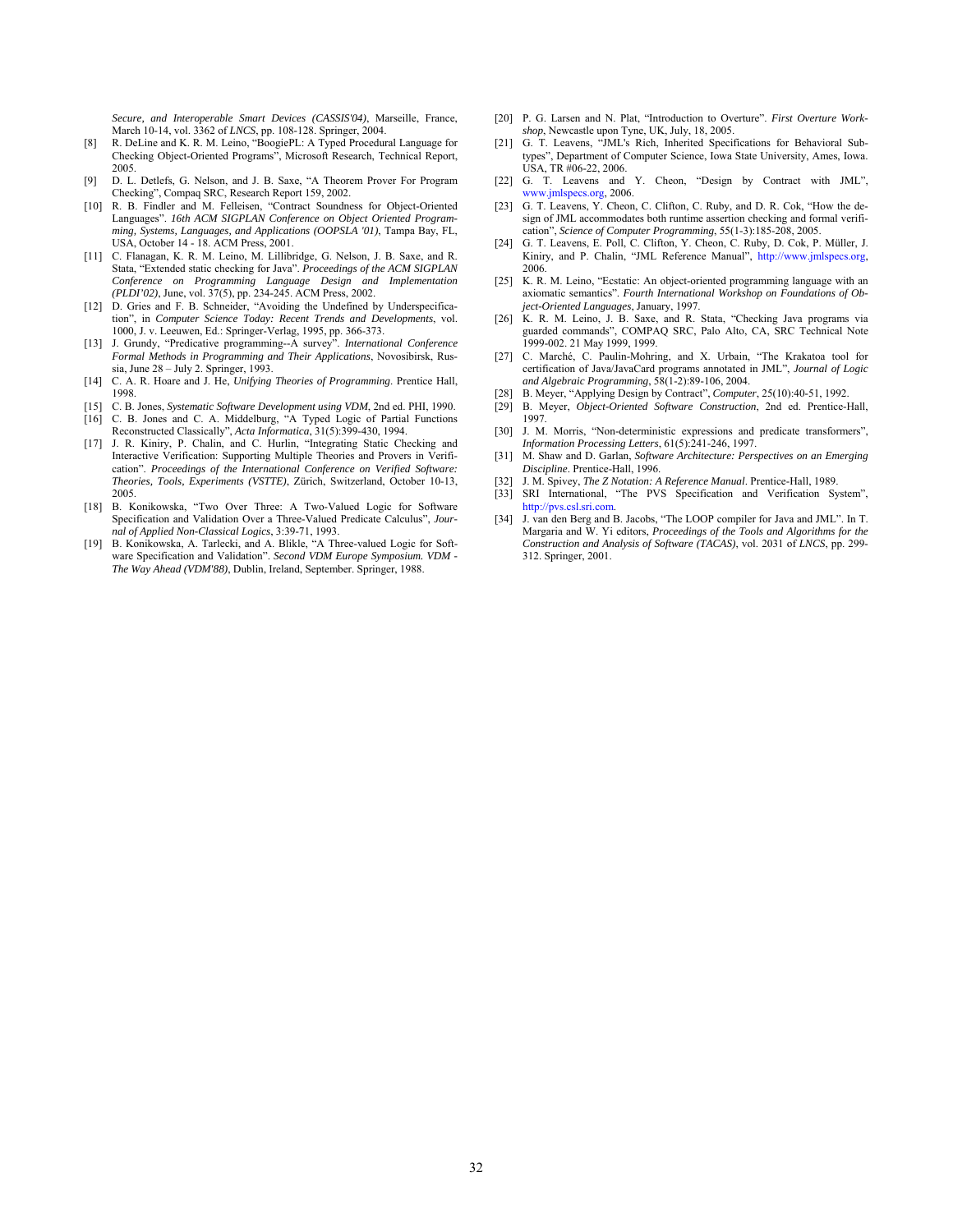*Secure, and Interoperable Smart Devices (CASSIS'04)*, Marseille, France, March 10-14, vol. 3362 of *LNCS*, pp. 108-128. Springer, 2004.

[8] R. DeLine and K. R. M. Leino, "BoogiePL: A Typed Procedural Language for Checking Object-Oriented Programs", Microsoft Research, Technical Report, 2005.

[9] D. L. Detlefs, G. Nelson, and J. B. Saxe, "A Theorem Prover For Program Checking", Compaq SRC, Research Report 159, 2002.

[10] R. B. Findler and M. Felleisen, "Contract Soundness for Object-Oriented Languages". *16th ACM SIGPLAN Conference on Object Oriented Programming, Systems, Languages, and Applications (OOPSLA '01)*, Tampa Bay, FL, USA, October 14 - 18. ACM Press, 2001.

[11] C. Flanagan, K. R. M. Leino, M. Lillibridge, G. Nelson, J. B. Saxe, and R. Stata, "Extended static checking for Java". *Proceedings of the ACM SIGPLAN Conference on Programming Language Design and Implementation (PLDI'02)*, June, vol. 37(5), pp. 234-245. ACM Press, 2002.

[12] D. Gries and F. B. Schneider, "Avoiding the Undefined by Underspecification", in *Computer Science Today: Recent Trends and Developments*, vol. 1000, J. v. Leeuwen, Ed.: Springer-Verlag, 1995, pp. 366-373.

[13] J. Grundy, "Predicative programming--A survey". *International Conference Formal Methods in Programming and Their Applications*, Novosibirsk, Russia, June 28 – July 2. Springer, 1993.

[14] C. A. R. Hoare and J. He, *Unifying Theories of Programming*. Prentice Hall, 1998.

[15] C. B. Jones, *Systematic Software Development using VDM*, 2nd ed. PHI, 1990.

[16] C. B. Jones and C. A. Middelburg, "A Typed Logic of Partial Functions Reconstructed Classically", *Acta Informatica*, 31(5):399-430, 1994.

[17] J. R. Kiniry, P. Chalin, and C. Hurlin, "Integrating Static Checking and Interactive Verification: Supporting Multiple Theories and Provers in Verification". *Proceedings of the International Conference on Verified Software: Theories, Tools, Experiments (VSTTE)*, Zürich, Switzerland, October 10-13, 2005.

[18] B. Konikowska, "Two Over Three: A Two-Valued Logic for Software Specification and Validation Over a Three-Valued Predicate Calculus", *Journal of Applied Non-Classical Logics*, 3:39-71, 1993.

[19] B. Konikowska, A. Tarlecki, and A. Blikle, "A Three-valued Logic for Software Specification and Validation". *Second VDM Europe Symposium. VDM - The Way Ahead (VDM'88)*, Dublin, Ireland, September. Springer, 1988.

[20] P. G. Larsen and N. Plat, "Introduction to Overture". *First Overture Workshop*, Newcastle upon Tyne, UK, July, 18, 2005.

[21] G. T. Leavens, "JML's Rich, Inherited Specifications for Behavioral Subtypes", Department of Computer Science, Iowa State University, Ames, Iowa. USA, TR #06-22, 2006.

[22] G. T. Leavens and Y. Cheon, "Design by Contract with JML", www.jmlspecs.org, 2006.

[23] G. T. Leavens, Y. Cheon, C. Clifton, C. Ruby, and D. R. Cok, "How the design of JML accommodates both runtime assertion checking and formal verification", *Science of Computer Programming*, 55(1-3):185-208, 2005.

[24] G. T. Leavens, E. Poll, C. Clifton, Y. Cheon, C. Ruby, D. Cok, P. Müller, J. Kiniry, and P. Chalin, "JML Reference Manual", http://www.jmlspecs.org, 2006.

[25] K. R. M. Leino, "Ecstatic: An object-oriented programming language with an axiomatic semantics". *Fourth International Workshop on Foundations of Object-Oriented Languages*, January, 1997.

[26] K. R. M. Leino, J. B. Saxe, and R. Stata, "Checking Java programs via guarded commands", COMPAQ SRC, Palo Alto, CA, SRC Technical Note 1999-002. 21 May 1999, 1999.

[27] C. Marché, C. Paulin-Mohring, and X. Urbain, "The Krakatoa tool for certification of Java/JavaCard programs annotated in JML", *Journal of Logic and Algebraic Programming*, 58(1-2):89-106, 2004.

[28] B. Meyer, "Applying Design by Contract", *Computer*, 25(10):40-51, 1992.

[29] B. Meyer, *Object-Oriented Software Construction*, 2nd ed. Prentice-Hall, 1997.

[30] J. M. Morris, "Non-deterministic expressions and predicate transformers", *Information Processing Letters*, 61(5):241-246, 1997.

[31] M. Shaw and D. Garlan, *Software Architecture: Perspectives on an Emerging Discipline*. Prentice-Hall, 1996.

[32] J. M. Spivey, *The Z Notation: A Reference Manual*. Prentice-Hall, 1989.

[33] SRI International, "The PVS Specification and Verification System", http://pvs.csl.sri.com.

[34] J. van den Berg and B. Jacobs, "The LOOP compiler for Java and JML". In T. Margaria and W. Yi editors, *Proceedings of the Tools and Algorithms for the Construction and Analysis of Software (TACAS)*, vol. 2031 of *LNCS*, pp. 299-312. Springer, 2001.